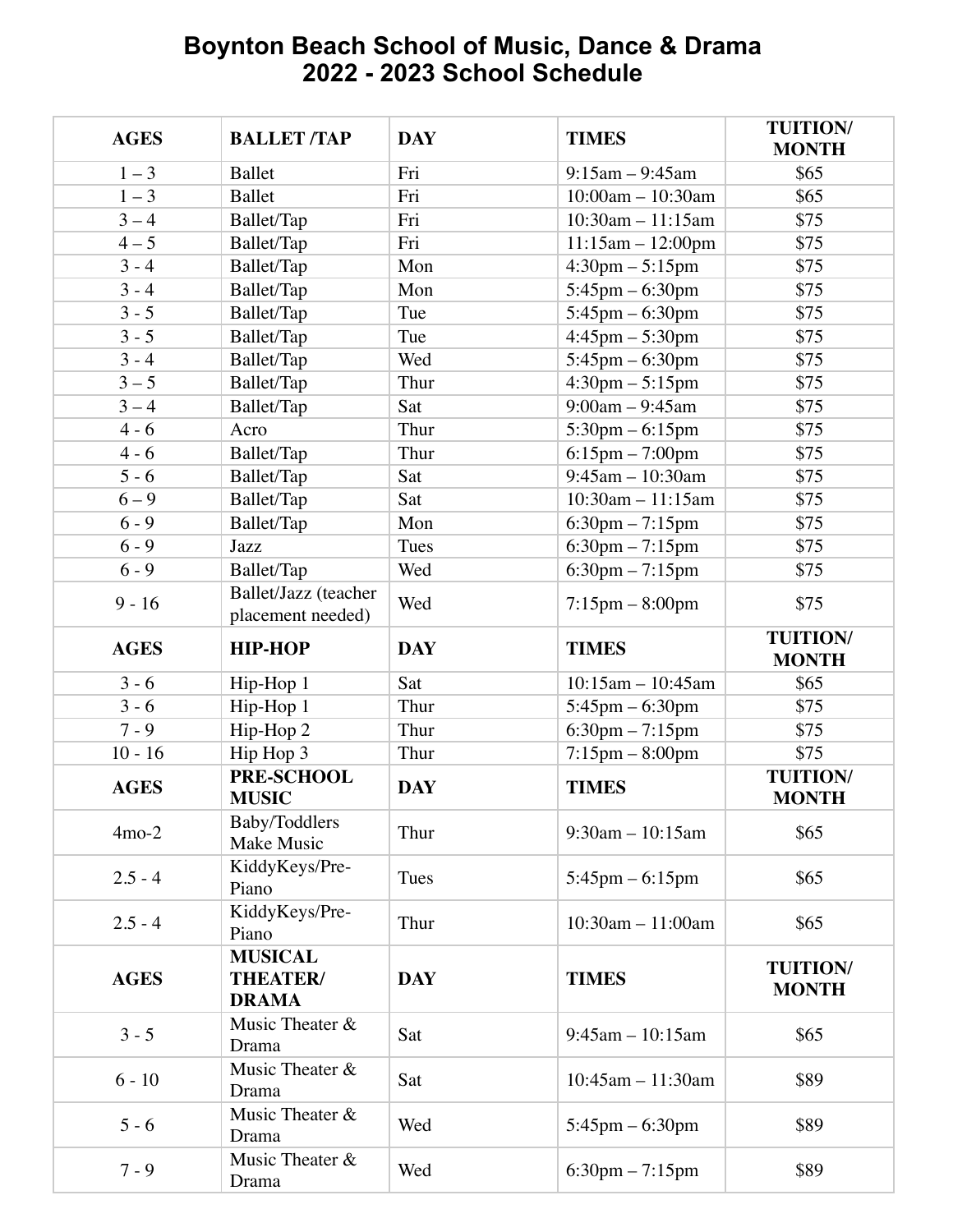# Boynton Beach School of Music, Dance & Drama
## 2022 - 2023 School Schedule

| AGES | BALLET /TAP | DAY | TIMES | TUITION/ MONTH |
|---|---|---|---|---|
| 1 – 3 | Ballet | Fri | 9:15am – 9:45am | $65 |
| 1 – 3 | Ballet | Fri | 10:00am – 10:30am | $65 |
| 3 – 4 | Ballet/Tap | Fri | 10:30am – 11:15am | $75 |
| 4 – 5 | Ballet/Tap | Fri | 11:15am – 12:00pm | $75 |
| 3 - 4 | Ballet/Tap | Mon | 4:30pm – 5:15pm | $75 |
| 3 - 4 | Ballet/Tap | Mon | 5:45pm – 6:30pm | $75 |
| 3 - 5 | Ballet/Tap | Tue | 5:45pm – 6:30pm | $75 |
| 3 - 5 | Ballet/Tap | Tue | 4:45pm – 5:30pm | $75 |
| 3 - 4 | Ballet/Tap | Wed | 5:45pm – 6:30pm | $75 |
| 3 – 5 | Ballet/Tap | Thur | 4:30pm – 5:15pm | $75 |
| 3 – 4 | Ballet/Tap | Sat | 9:00am – 9:45am | $75 |
| 4 - 6 | Acro | Thur | 5:30pm – 6:15pm | $75 |
| 4 - 6 | Ballet/Tap | Thur | 6:15pm – 7:00pm | $75 |
| 5 - 6 | Ballet/Tap | Sat | 9:45am – 10:30am | $75 |
| 6 – 9 | Ballet/Tap | Sat | 10:30am – 11:15am | $75 |
| 6 - 9 | Ballet/Tap | Mon | 6:30pm – 7:15pm | $75 |
| 6 - 9 | Jazz | Tues | 6:30pm – 7:15pm | $75 |
| 6 - 9 | Ballet/Tap | Wed | 6:30pm – 7:15pm | $75 |
| 9 - 16 | Ballet/Jazz (teacher placement needed) | Wed | 7:15pm – 8:00pm | $75 |
| **AGES** | **HIP-HOP** | **DAY** | **TIMES** | **TUITION/ MONTH** |
| 3 - 6 | Hip-Hop 1 | Sat | 10:15am – 10:45am | $65 |
| 3 - 6 | Hip-Hop 1 | Thur | 5:45pm – 6:30pm | $75 |
| 7 - 9 | Hip-Hop 2 | Thur | 6:30pm – 7:15pm | $75 |
| 10 - 16 | Hip Hop 3 | Thur | 7:15pm – 8:00pm | $75 |
| **AGES** | **PRE-SCHOOL MUSIC** | **DAY** | **TIMES** | **TUITION/ MONTH** |
| 4mo-2 | Baby/Toddlers Make Music | Thur | 9:30am – 10:15am | $65 |
| 2.5 - 4 | KiddyKeys/Pre-Piano | Tues | 5:45pm – 6:15pm | $65 |
| 2.5 - 4 | KiddyKeys/Pre-Piano | Thur | 10:30am – 11:00am | $65 |
| **AGES** | **MUSICAL THEATER/ DRAMA** | **DAY** | **TIMES** | **TUITION/ MONTH** |
| 3 - 5 | Music Theater & Drama | Sat | 9:45am – 10:15am | $65 |
| 6 - 10 | Music Theater & Drama | Sat | 10:45am – 11:30am | $89 |
| 5 - 6 | Music Theater & Drama | Wed | 5:45pm – 6:30pm | $89 |
| 7 - 9 | Music Theater & Drama | Wed | 6:30pm – 7:15pm | $89 |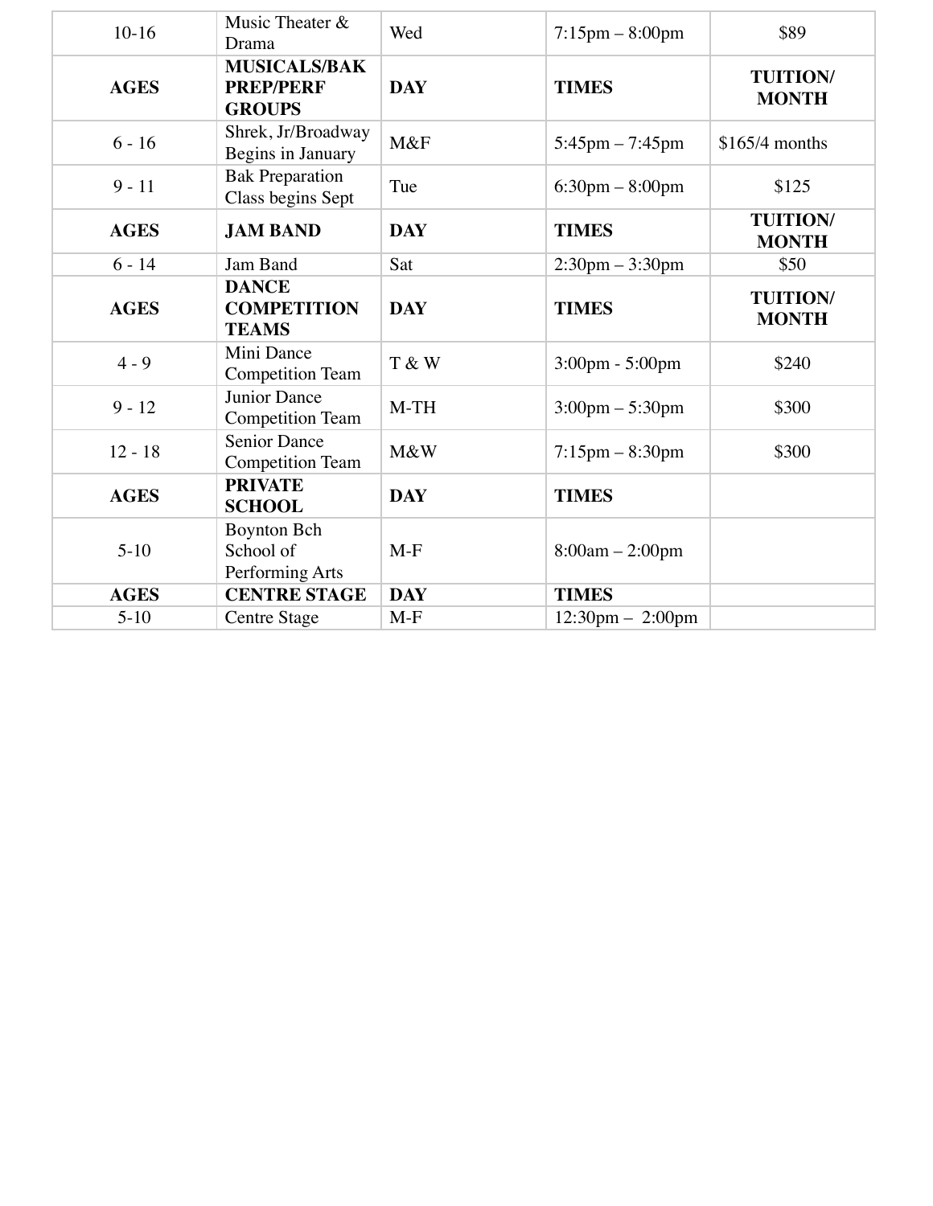| 10-16 | Music Theater & Drama | Wed | 7:15pm – 8:00pm | $89 |
|---|---|---|---|---|
| **AGES** | **MUSICALS/BAK PREP/PERF GROUPS** | **DAY** | **TIMES** | **TUITION/ MONTH** |
| 6 - 16 | Shrek, Jr/Broadway Begins in January | M&F | 5:45pm – 7:45pm | $165/4 months |
| 9 - 11 | Bak Preparation Class begins Sept | Tue | 6:30pm – 8:00pm | $125 |
| **AGES** | **JAM BAND** | **DAY** | **TIMES** | **TUITION/ MONTH** |
| 6 - 14 | Jam Band | Sat | 2:30pm – 3:30pm | $50 |
| **AGES** | **DANCE COMPETITION TEAMS** | **DAY** | **TIMES** | **TUITION/ MONTH** |
| 4 - 9 | Mini Dance Competition Team | T & W | 3:00pm - 5:00pm | $240 |
| 9 - 12 | Junior Dance Competition Team | M-TH | 3:00pm – 5:30pm | $300 |
| 12 - 18 | Senior Dance Competition Team | M&W | 7:15pm – 8:30pm | $300 |
| **AGES** | **PRIVATE SCHOOL** | **DAY** | **TIMES** | |
| 5-10 | Boynton Bch School of Performing Arts | M-F | 8:00am – 2:00pm | |
| **AGES** | **CENTRE STAGE** | **DAY** | **TIMES** | |
| 5-10 | Centre Stage | M-F | 12:30pm – 2:00pm | |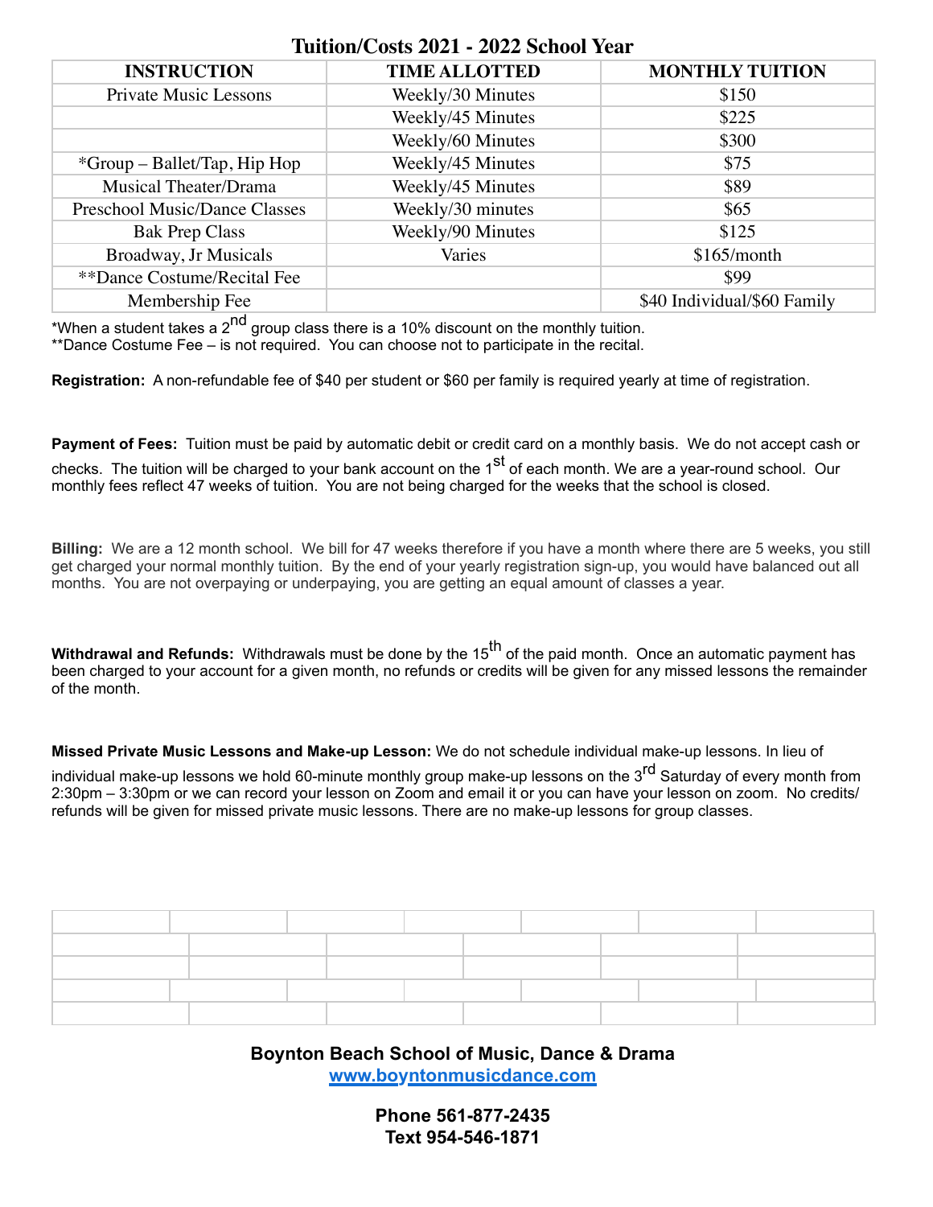## Tuition/Costs 2021 - 2022 School Year

| INSTRUCTION | TIME ALLOTTED | MONTHLY TUITION |
|---|---|---|
| Private Music Lessons | Weekly/30 Minutes | $150 |
| | Weekly/45 Minutes | $225 |
| | Weekly/60 Minutes | $300 |
| *Group – Ballet/Tap, Hip Hop | Weekly/45 Minutes | $75 |
| Musical Theater/Drama | Weekly/45 Minutes | $89 |
| Preschool Music/Dance Classes | Weekly/30 minutes | $65 |
| Bak Prep Class | Weekly/90 Minutes | $125 |
| Broadway, Jr Musicals | Varies | $165/month |
| **Dance Costume/Recital Fee | | $99 |
| Membership Fee | | $40 Individual/$60 Family |

*When a student takes a 2nd group class there is a 10% discount on the monthly tuition.
**Dance Costume Fee – is not required. You can choose not to participate in the recital.

**Registration:** A non-refundable fee of $40 per student or $60 per family is required yearly at time of registration.

**Payment of Fees:** Tuition must be paid by automatic debit or credit card on a monthly basis. We do not accept cash or checks. The tuition will be charged to your bank account on the 1st of each month. We are a year-round school. Our monthly fees reflect 47 weeks of tuition. You are not being charged for the weeks that the school is closed.

**Billing:** We are a 12 month school. We bill for 47 weeks therefore if you have a month where there are 5 weeks, you still get charged your normal monthly tuition. By the end of your yearly registration sign-up, you would have balanced out all months. You are not overpaying or underpaying, you are getting an equal amount of classes a year.

**Withdrawal and Refunds:** Withdrawals must be done by the 15th of the paid month. Once an automatic payment has been charged to your account for a given month, no refunds or credits will be given for any missed lessons the remainder of the month.

**Missed Private Music Lessons and Make-up Lesson:** We do not schedule individual make-up lessons. In lieu of individual make-up lessons we hold 60-minute monthly group make-up lessons on the 3rd Saturday of every month from 2:30pm – 3:30pm or we can record your lesson on Zoom and email it or you can have your lesson on zoom. No credits/ refunds will be given for missed private music lessons. There are no make-up lessons for group classes.

**Boynton Beach School of Music, Dance & Drama**
**[www.boyntonmusicdance.com](http://www.boyntonmusicdance.com)**

**Phone 561-877-2435**
**Text 954-546-1871**